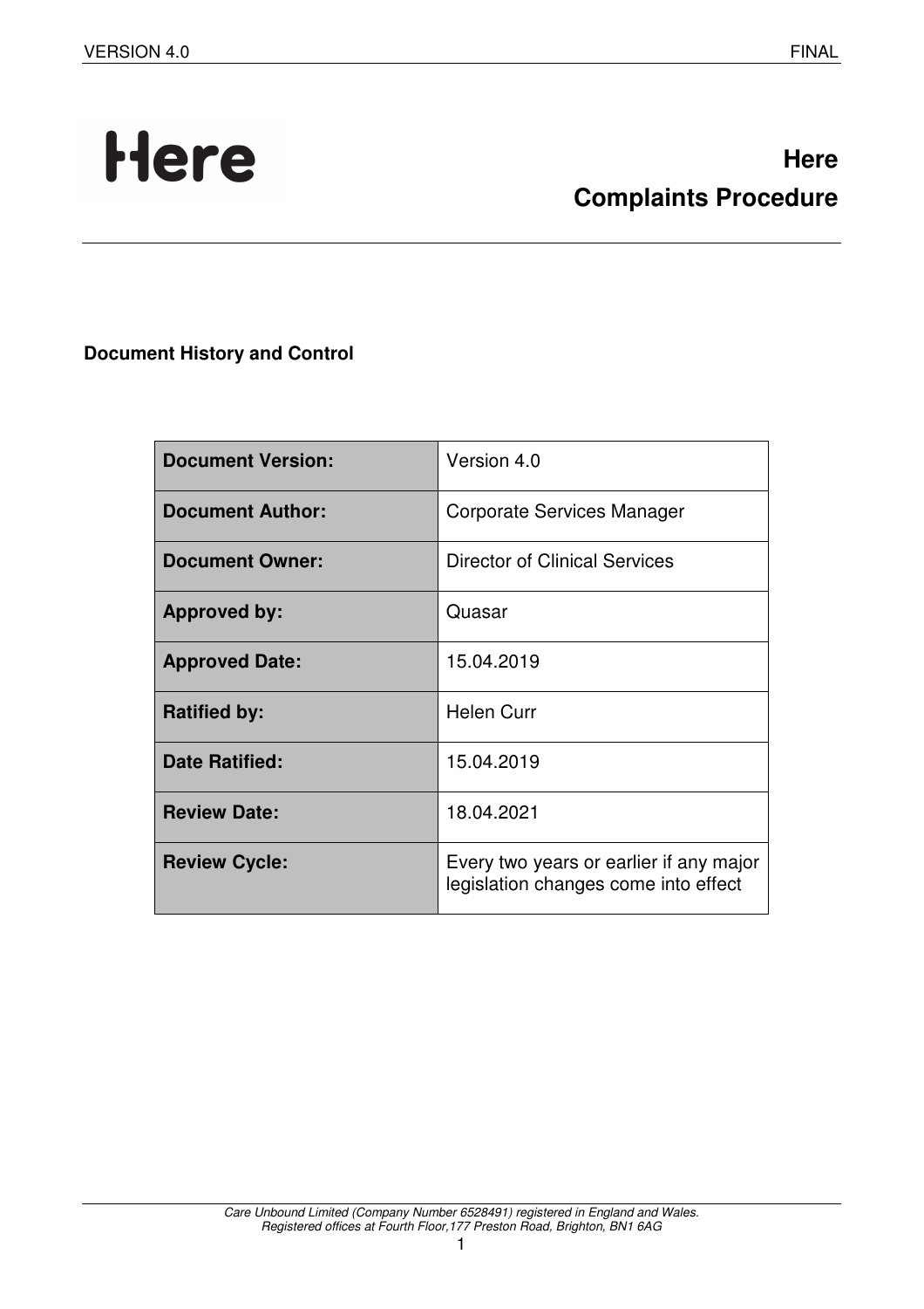# Here
# Complaints Procedure

**Document History and Control**

| Document Version: | Version 4.0 |
|---|---|
| **Document Author:** | Corporate Services Manager |
| **Document Owner:** | Director of Clinical Services |
| **Approved by:** | Quasar |
| **Approved Date:** | 15.04.2019 |
| **Ratified by:** | Helen Curr |
| **Date Ratified:** | 15.04.2019 |
| **Review Date:** | 18.04.2021 |
| **Review Cycle:** | Every two years or earlier if any major legislation changes come into effect |

*Care Unbound Limited (Company Number 6528491) registered in England and Wales.*
*Registered offices at Fourth Floor,177 Preston Road, Brighton, BN1 6AG*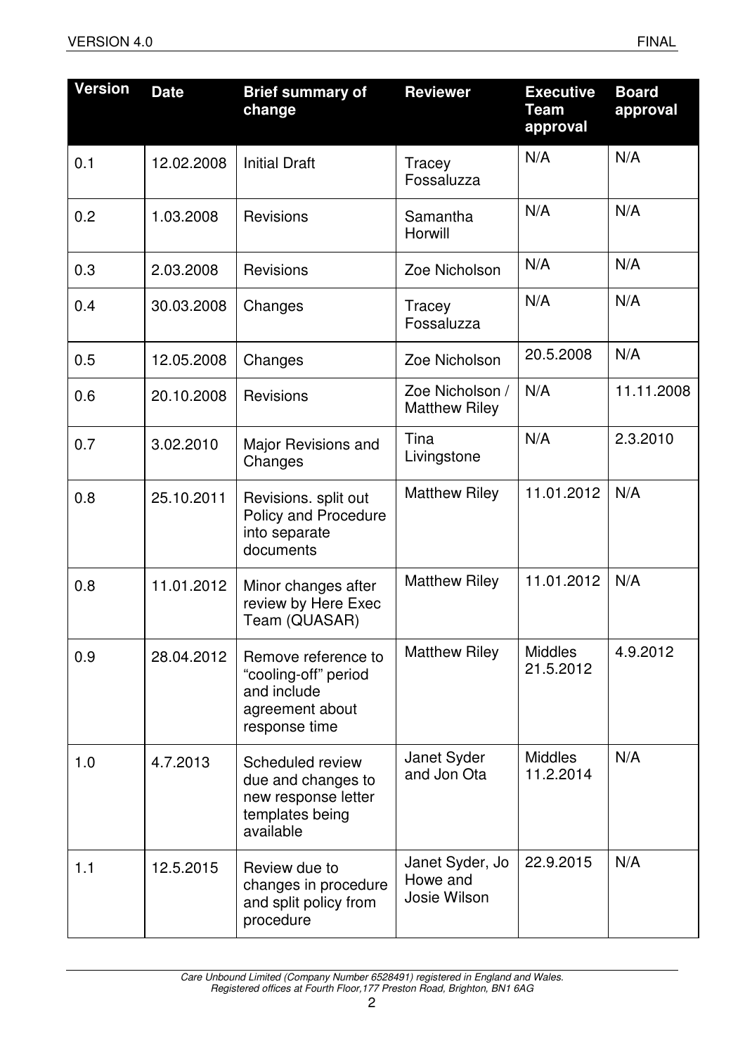| Version | Date | Brief summary of change | Reviewer | Executive Team approval | Board approval |
|---|---|---|---|---|---|
| 0.1 | 12.02.2008 | Initial Draft | Tracey Fossaluzza | N/A | N/A |
| 0.2 | 1.03.2008 | Revisions | Samantha Horwill | N/A | N/A |
| 0.3 | 2.03.2008 | Revisions | Zoe Nicholson | N/A | N/A |
| 0.4 | 30.03.2008 | Changes | Tracey Fossaluzza | N/A | N/A |
| 0.5 | 12.05.2008 | Changes | Zoe Nicholson | 20.5.2008 | N/A |
| 0.6 | 20.10.2008 | Revisions | Zoe Nicholson / Matthew Riley | N/A | 11.11.2008 |
| 0.7 | 3.02.2010 | Major Revisions and Changes | Tina Livingstone | N/A | 2.3.2010 |
| 0.8 | 25.10.2011 | Revisions. split out Policy and Procedure into separate documents | Matthew Riley | 11.01.2012 | N/A |
| 0.8 | 11.01.2012 | Minor changes after review by Here Exec Team (QUASAR) | Matthew Riley | 11.01.2012 | N/A |
| 0.9 | 28.04.2012 | Remove reference to "cooling-off" period and include agreement about response time | Matthew Riley | Middles 21.5.2012 | 4.9.2012 |
| 1.0 | 4.7.2013 | Scheduled review due and changes to new response letter templates being available | Janet Syder and Jon Ota | Middles 11.2.2014 | N/A |
| 1.1 | 12.5.2015 | Review due to changes in procedure and split policy from procedure | Janet Syder, Jo Howe and Josie Wilson | 22.9.2015 | N/A |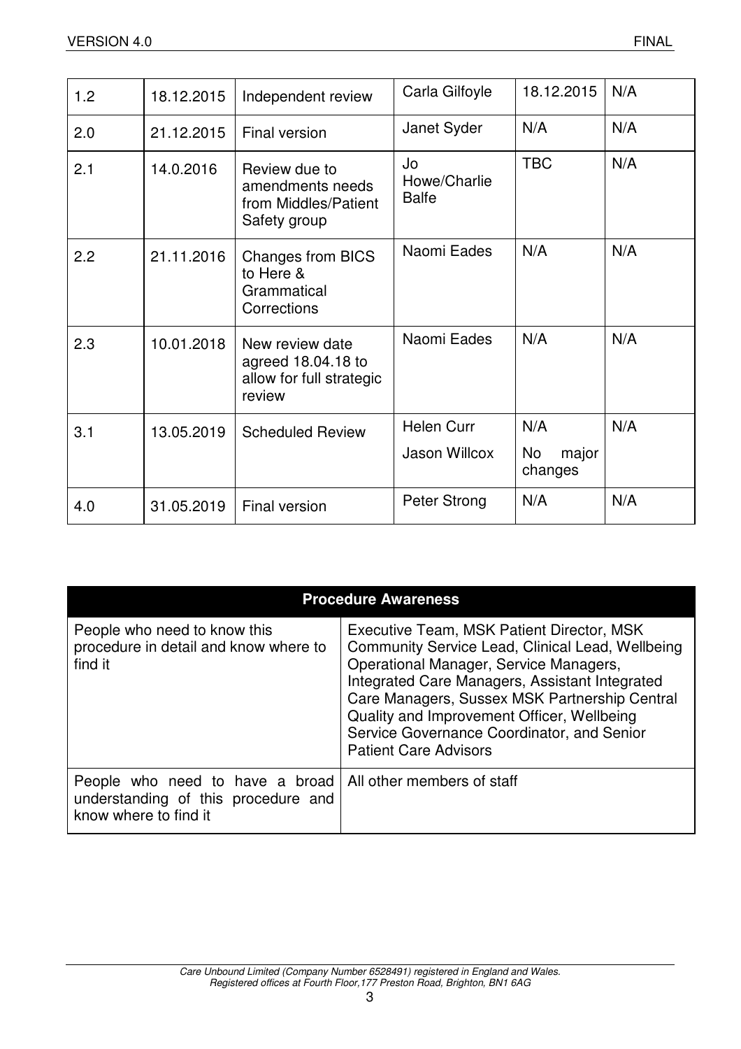| 1.2 | 18.12.2015 | Independent review | Carla Gilfoyle | 18.12.2015 | N/A |
|---|---|---|---|---|---|
| 2.0 | 21.12.2015 | Final version | Janet Syder | N/A | N/A |
| 2.1 | 14.0.2016 | Review due to amendments needs from Middles/Patient Safety group | Jo Howe/Charlie Balfe | TBC | N/A |
| 2.2 | 21.11.2016 | Changes from BICS to Here & Grammatical Corrections | Naomi Eades | N/A | N/A |
| 2.3 | 10.01.2018 | New review date agreed 18.04.18 to allow for full strategic review | Naomi Eades | N/A | N/A |
| 3.1 | 13.05.2019 | Scheduled Review | Helen Curr<br>Jason Willcox | N/A<br>No major changes | N/A |
| 4.0 | 31.05.2019 | Final version | Peter Strong | N/A | N/A |

| Procedure Awareness | |
|---|---|
| People who need to know this procedure in detail and know where to find it | Executive Team, MSK Patient Director, MSK Community Service Lead, Clinical Lead, Wellbeing Operational Manager, Service Managers, Integrated Care Managers, Assistant Integrated Care Managers, Sussex MSK Partnership Central Quality and Improvement Officer, Wellbeing Service Governance Coordinator, and Senior Patient Care Advisors |
| People who need to have a broad understanding of this procedure and know where to find it | All other members of staff |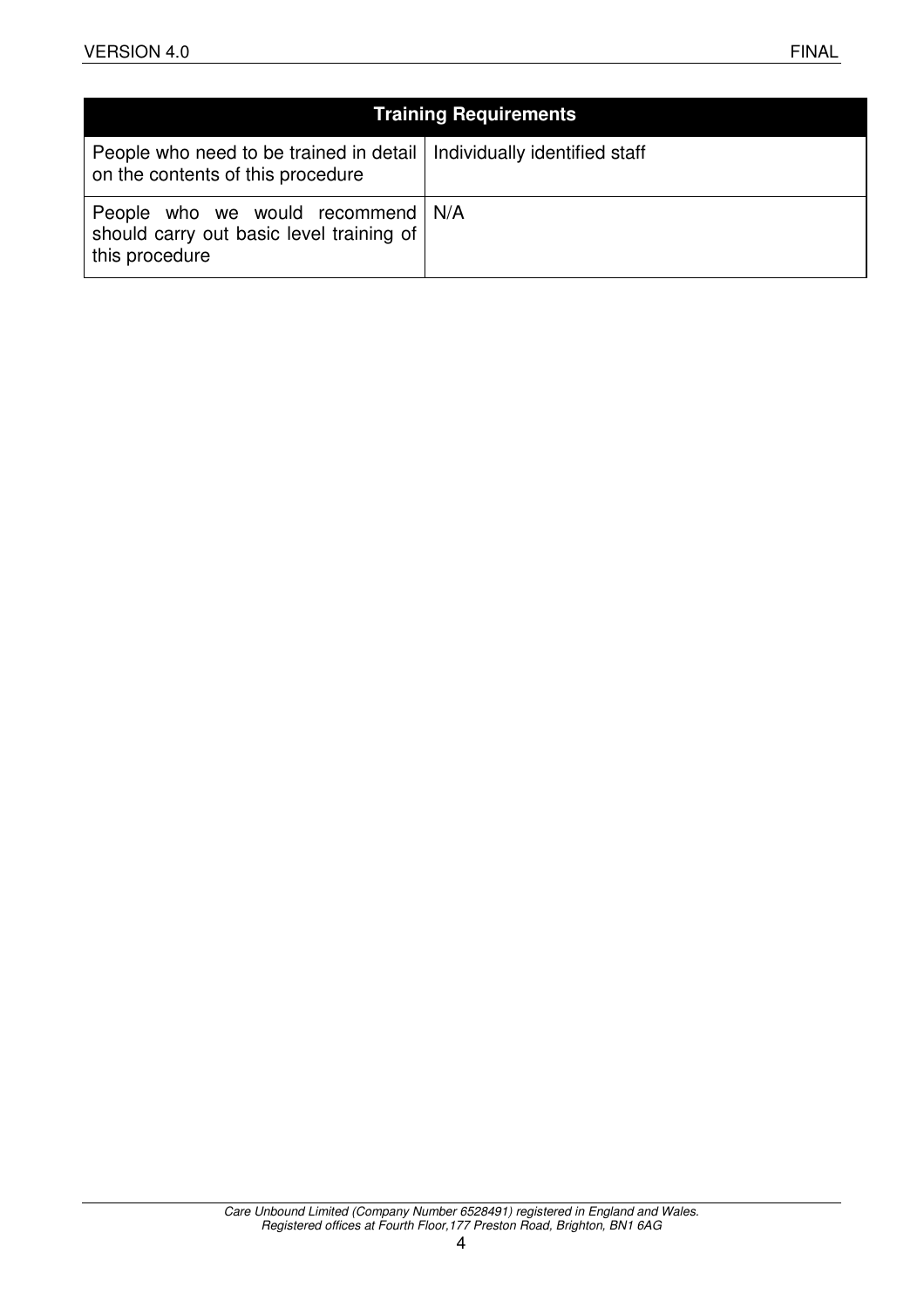| Training Requirements | |
|---|---|
| People who need to be trained in detail on the contents of this procedure | Individually identified staff |
| People who we would recommend should carry out basic level training of this procedure | N/A |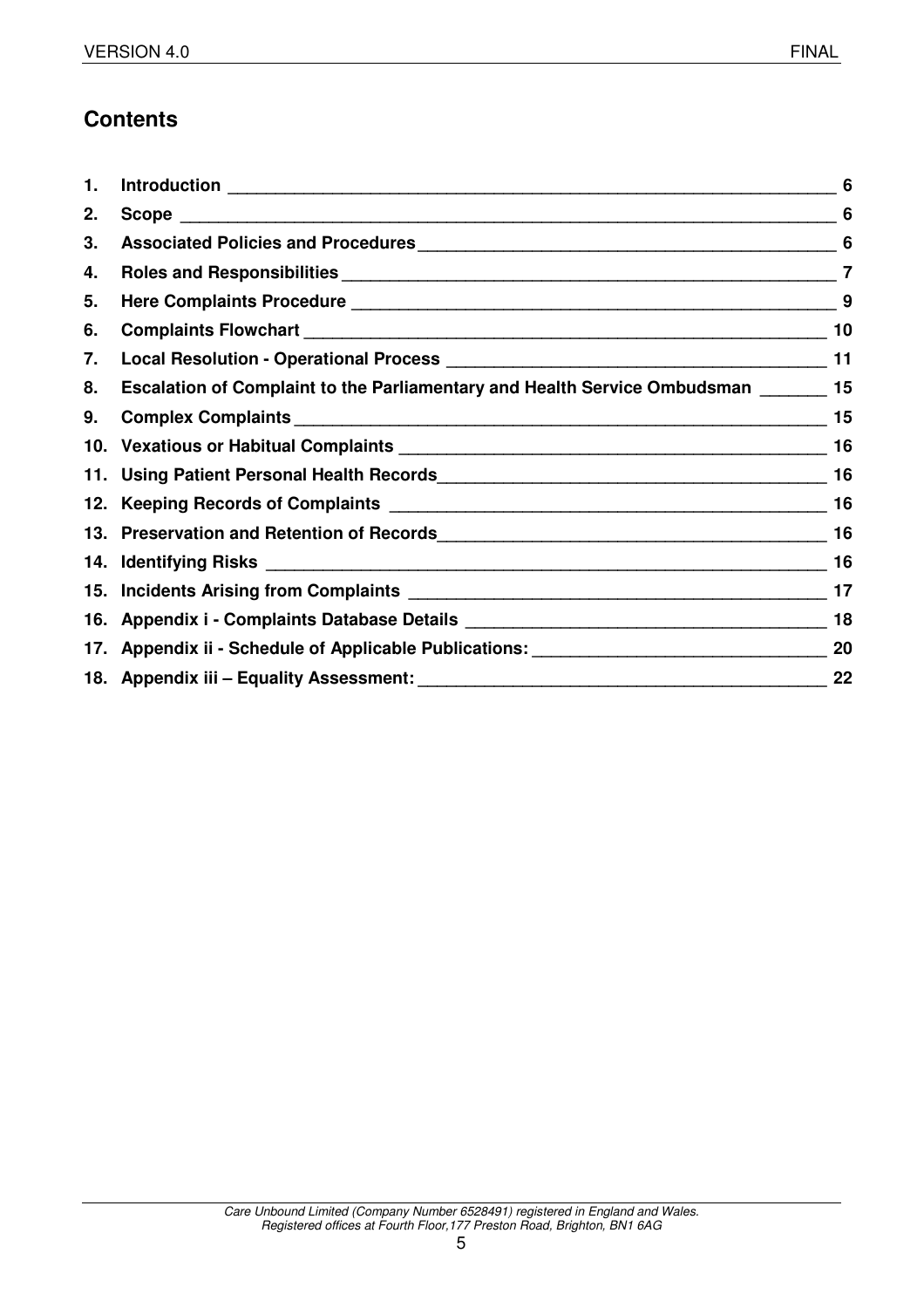## Contents

1. **Introduction** ______ 6
2. **Scope** ______ 6
3. **Associated Policies and Procedures** ______ 6
4. **Roles and Responsibilities** ______ 7
5. **Here Complaints Procedure** ______ 9
6. **Complaints Flowchart** ______ 10
7. **Local Resolution - Operational Process** ______ 11
8. **Escalation of Complaint to the Parliamentary and Health Service Ombudsman** ______ 15
9. **Complex Complaints** ______ 15
10. **Vexatious or Habitual Complaints** ______ 16
11. **Using Patient Personal Health Records** ______ 16
12. **Keeping Records of Complaints** ______ 16
13. **Preservation and Retention of Records** ______ 16
14. **Identifying Risks** ______ 16
15. **Incidents Arising from Complaints** ______ 17
16. **Appendix i - Complaints Database Details** ______ 18
17. **Appendix ii - Schedule of Applicable Publications:** ______ 20
18. **Appendix iii – Equality Assessment:** ______ 22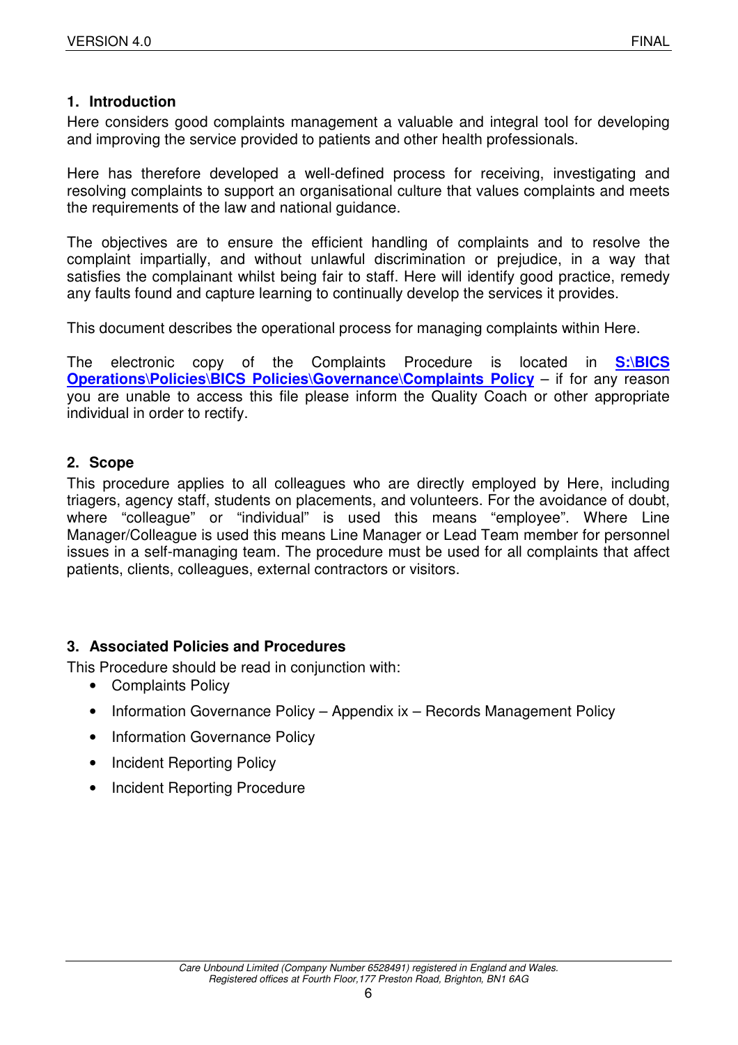## 1. Introduction

Here considers good complaints management a valuable and integral tool for developing and improving the service provided to patients and other health professionals.

Here has therefore developed a well-defined process for receiving, investigating and resolving complaints to support an organisational culture that values complaints and meets the requirements of the law and national guidance.

The objectives are to ensure the efficient handling of complaints and to resolve the complaint impartially, and without unlawful discrimination or prejudice, in a way that satisfies the complainant whilst being fair to staff. Here will identify good practice, remedy any faults found and capture learning to continually develop the services it provides.

This document describes the operational process for managing complaints within Here.

The electronic copy of the Complaints Procedure is located in **S:\BICS Operations\Policies\BICS Policies\Governance\Complaints Policy** – if for any reason you are unable to access this file please inform the Quality Coach or other appropriate individual in order to rectify.

## 2. Scope

This procedure applies to all colleagues who are directly employed by Here, including triagers, agency staff, students on placements, and volunteers. For the avoidance of doubt, where "colleague" or "individual" is used this means "employee". Where Line Manager/Colleague is used this means Line Manager or Lead Team member for personnel issues in a self-managing team. The procedure must be used for all complaints that affect patients, clients, colleagues, external contractors or visitors.

## 3. Associated Policies and Procedures

This Procedure should be read in conjunction with:

- Complaints Policy
- Information Governance Policy – Appendix ix – Records Management Policy
- Information Governance Policy
- Incident Reporting Policy
- Incident Reporting Procedure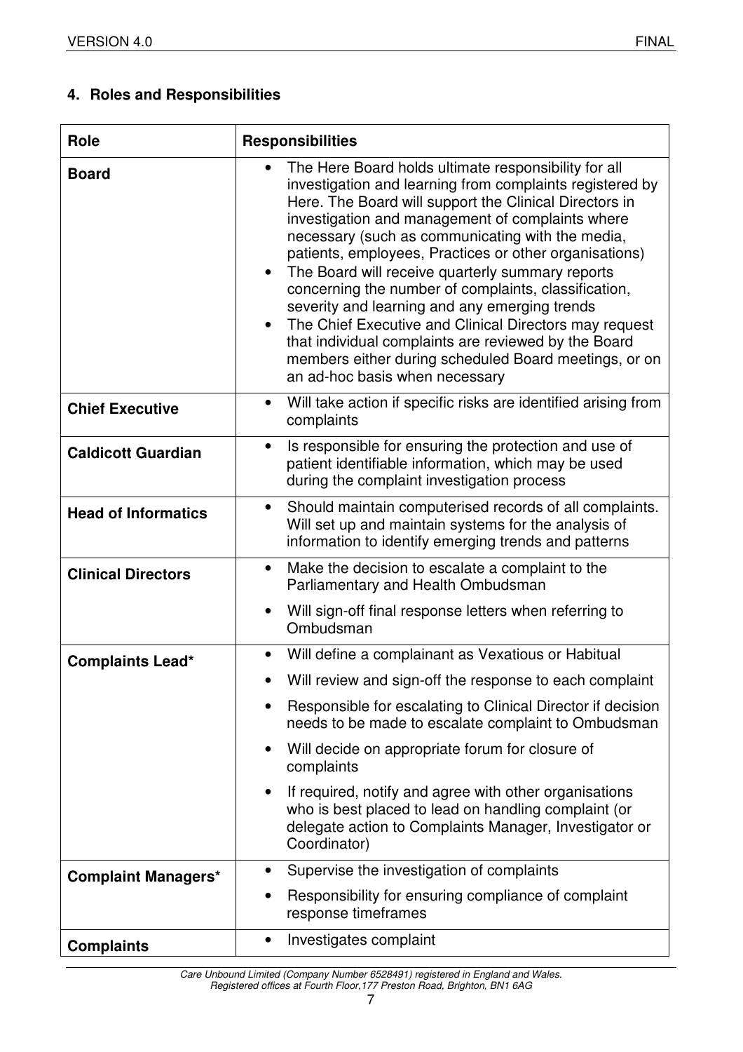## 4. Roles and Responsibilities

| Role | Responsibilities |
| --- | --- |
| **Board** | • The Here Board holds ultimate responsibility for all investigation and learning from complaints registered by Here. The Board will support the Clinical Directors in investigation and management of complaints where necessary (such as communicating with the media, patients, employees, Practices or other organisations)<br>• The Board will receive quarterly summary reports concerning the number of complaints, classification, severity and learning and any emerging trends<br>• The Chief Executive and Clinical Directors may request that individual complaints are reviewed by the Board members either during scheduled Board meetings, or on an ad-hoc basis when necessary |
| **Chief Executive** | • Will take action if specific risks are identified arising from complaints |
| **Caldicott Guardian** | • Is responsible for ensuring the protection and use of patient identifiable information, which may be used during the complaint investigation process |
| **Head of Informatics** | • Should maintain computerised records of all complaints. Will set up and maintain systems for the analysis of information to identify emerging trends and patterns |
| **Clinical Directors** | • Make the decision to escalate a complaint to the Parliamentary and Health Ombudsman<br>• Will sign-off final response letters when referring to Ombudsman |
| **Complaints Lead*** | • Will define a complainant as Vexatious or Habitual<br>• Will review and sign-off the response to each complaint<br>• Responsible for escalating to Clinical Director if decision needs to be made to escalate complaint to Ombudsman<br>• Will decide on appropriate forum for closure of complaints<br>• If required, notify and agree with other organisations who is best placed to lead on handling complaint (or delegate action to Complaints Manager, Investigator or Coordinator) |
| **Complaint Managers*** | • Supervise the investigation of complaints<br>• Responsibility for ensuring compliance of complaint response timeframes |
| **Complaints** | • Investigates complaint |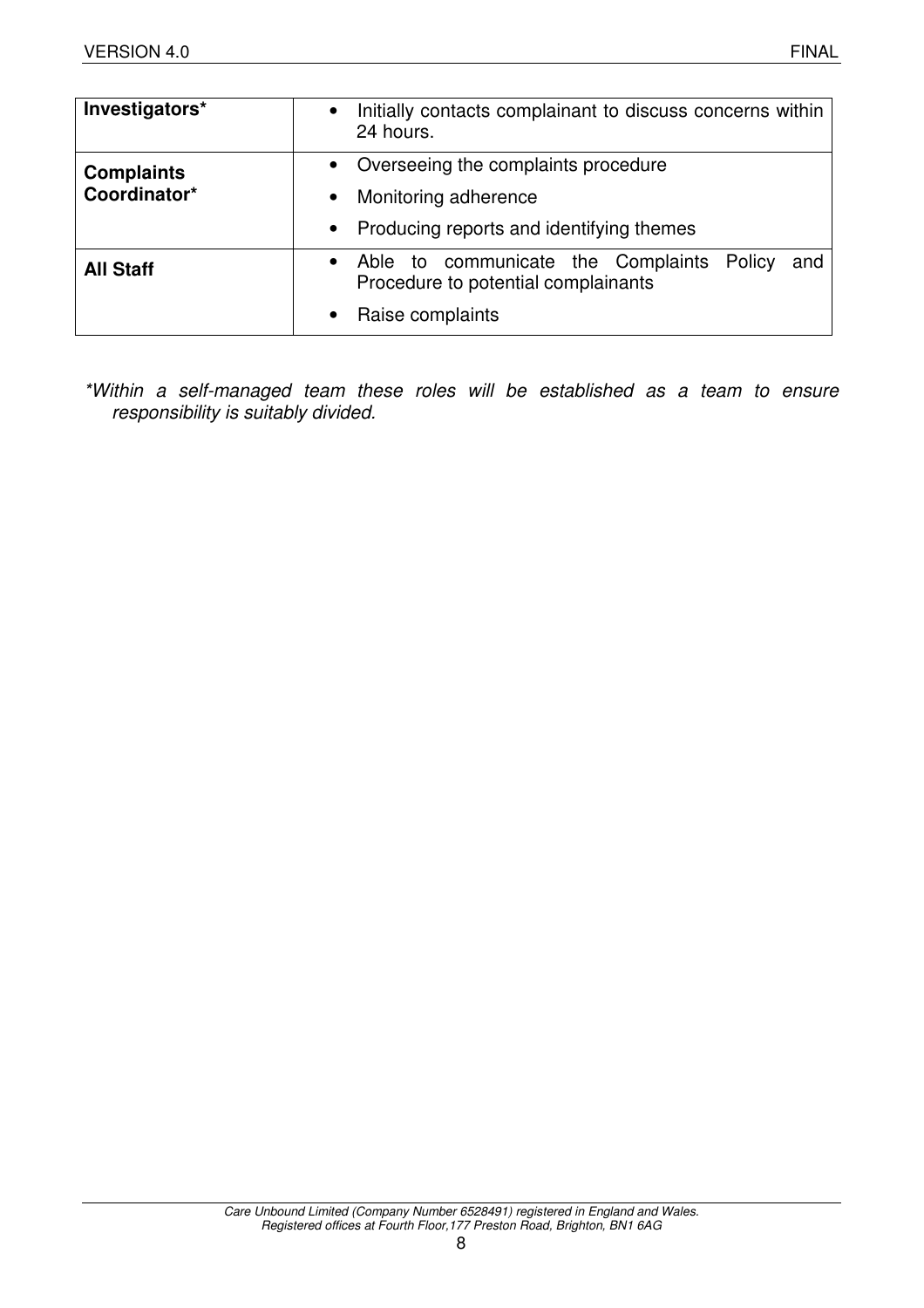| | |
|---|---|
| **Investigators*** | • Initially contacts complainant to discuss concerns within 24 hours. |
| **Complaints Coordinator*** | • Overseeing the complaints procedure<br>• Monitoring adherence<br>• Producing reports and identifying themes |
| **All Staff** | • Able to communicate the Complaints Policy and Procedure to potential complainants<br>• Raise complaints |

**Within a self-managed team these roles will be established as a team to ensure responsibility is suitably divided.*

*Care Unbound Limited (Company Number 6528491) registered in England and Wales.*
*Registered offices at Fourth Floor,177 Preston Road, Brighton, BN1 6AG*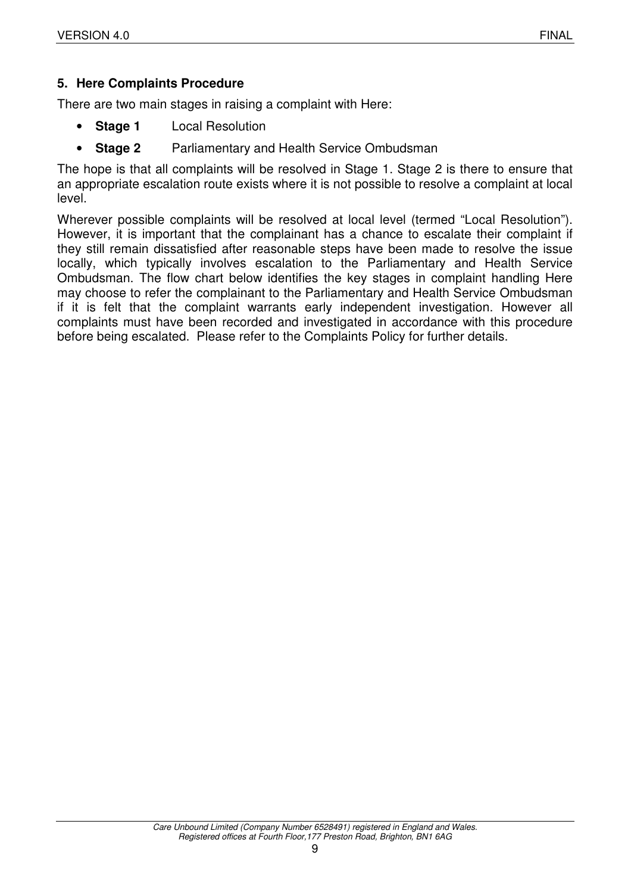## 5. Here Complaints Procedure

There are two main stages in raising a complaint with Here:

- **Stage 1** Local Resolution
- **Stage 2** Parliamentary and Health Service Ombudsman

The hope is that all complaints will be resolved in Stage 1. Stage 2 is there to ensure that an appropriate escalation route exists where it is not possible to resolve a complaint at local level.

Wherever possible complaints will be resolved at local level (termed "Local Resolution"). However, it is important that the complainant has a chance to escalate their complaint if they still remain dissatisfied after reasonable steps have been made to resolve the issue locally, which typically involves escalation to the Parliamentary and Health Service Ombudsman. The flow chart below identifies the key stages in complaint handling Here may choose to refer the complainant to the Parliamentary and Health Service Ombudsman if it is felt that the complaint warrants early independent investigation. However all complaints must have been recorded and investigated in accordance with this procedure before being escalated. Please refer to the Complaints Policy for further details.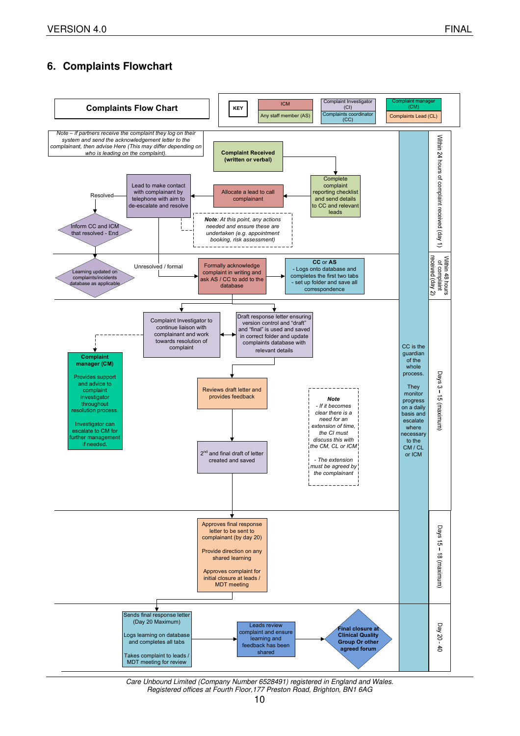## 6. Complaints Flowchart

**Complaints Flow Chart**

| KEY | | |
|---|---|---|
| ICM | Complaint Investigator (CI) | Complaint manager (CM) |
| Any staff member (AS) | Complaints coordinator (CC) | Complaints Lead (CL) |

*Note – if partners receive the complaint they log on their system and send the acknowledgement letter to the complainant, then advise Here (This may differ depending on who is leading on the complaint).*

**Within 24 hours of complaint received (day 1)**

**Complaint Received (written or verbal)**

Complete complaint reporting checklist and send details to CC and relevant leads

Allocate a lead to call complainant

Lead to make contact with complainant by telephone with aim to de-escalate and resolve

*Note: At this point, any actions needed and ensure these are undertaken (e.g. appointment booking, risk assessment)*

Resolved → Inform CC and ICM that resolved - End

**Within 48 hours of complaint received (day 2)**

Learning updated on complaints/incidents database as applicable

Unresolved / formal → Formally acknowledge complaint in writing and ask AS / CC to add to the database

**CC or AS**
- Logs onto database and completes the first two tabs
- set up folder and save all correspondence

**Days 3 – 15 (maximum)**

Complaint Investigator to continue liaison with complainant and work towards resolution of complaint

Draft response letter ensuring version control and "draft" and "final" is used and saved in correct folder and update complaints database with relevant details

**Complaint manager (CM)**

Provides support and advice to complaint investigator throughout resolution process.

Investigator can escalate to CM for further management if needed.

Reviews draft letter and provides feedback

2nd and final draft of letter created and saved

*Note*
*- If it becomes clear there is a need for an extension of time, the CI must discuss this with the CM, CL or ICM*

*- The extension must be agreed by the complainant*

CC is the guardian of the whole process.

They monitor progress on a daily basis and escalate where necessary to the CM / CL or ICM

**Days 15 – 18 (maximum)**

Approves final response letter to be sent to complainant (by day 20)

Provide direction on any shared learning

Approves complaint for initial closure at leads / MDT meeting

**Day 20 - 40**

Sends final response letter (Day 20 Maximum)

Logs learning on database and completes all tabs

Takes complaint to leads / MDT meeting for review

→ Leads review complaint and ensure learning and feedback has been shared

→ **Final closure at Clinical Quality Group Or other agreed forum**

*Care Unbound Limited (Company Number 6528491) registered in England and Wales.*
*Registered offices at Fourth Floor,177 Preston Road, Brighton, BN1 6AG*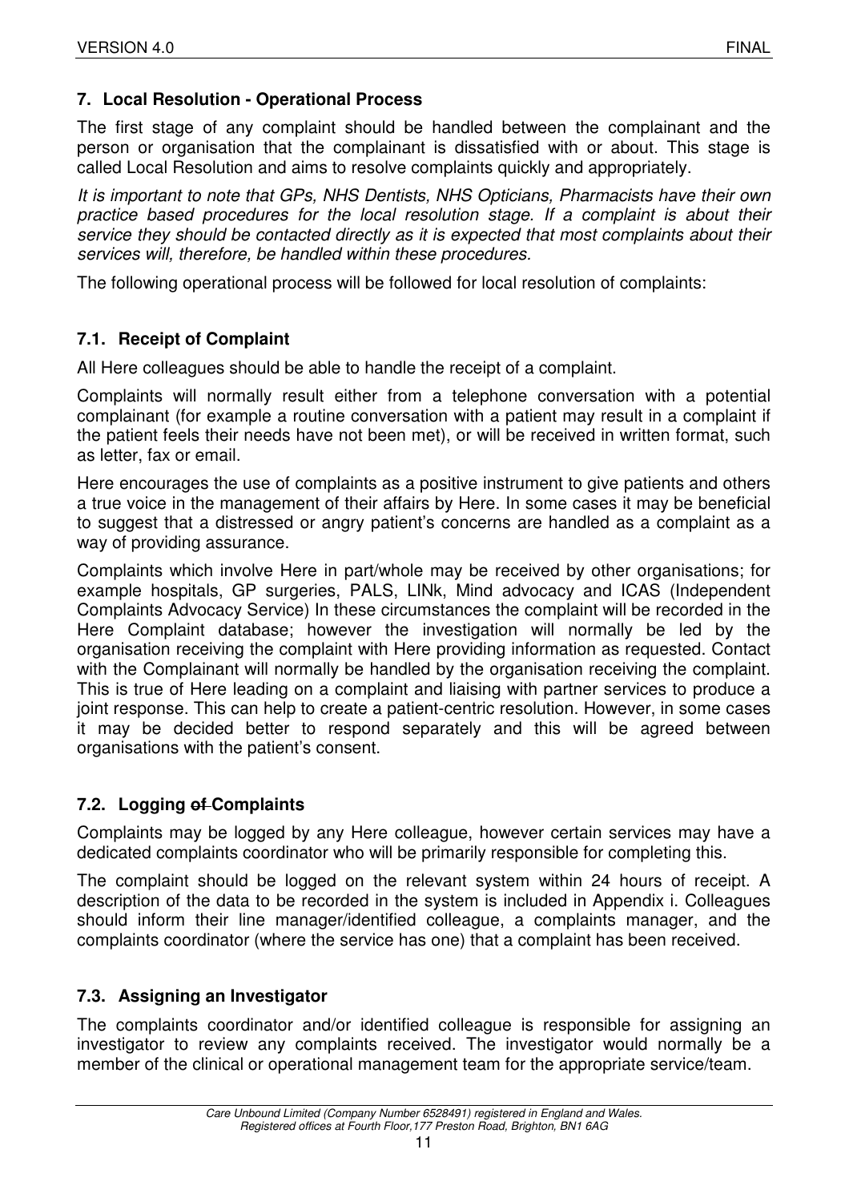## 7. Local Resolution - Operational Process

The first stage of any complaint should be handled between the complainant and the person or organisation that the complainant is dissatisfied with or about. This stage is called Local Resolution and aims to resolve complaints quickly and appropriately.

*It is important to note that GPs, NHS Dentists, NHS Opticians, Pharmacists have their own practice based procedures for the local resolution stage. If a complaint is about their service they should be contacted directly as it is expected that most complaints about their services will, therefore, be handled within these procedures.*

The following operational process will be followed for local resolution of complaints:

### 7.1. Receipt of Complaint

All Here colleagues should be able to handle the receipt of a complaint.

Complaints will normally result either from a telephone conversation with a potential complainant (for example a routine conversation with a patient may result in a complaint if the patient feels their needs have not been met), or will be received in written format, such as letter, fax or email.

Here encourages the use of complaints as a positive instrument to give patients and others a true voice in the management of their affairs by Here. In some cases it may be beneficial to suggest that a distressed or angry patient's concerns are handled as a complaint as a way of providing assurance.

Complaints which involve Here in part/whole may be received by other organisations; for example hospitals, GP surgeries, PALS, LINk, Mind advocacy and ICAS (Independent Complaints Advocacy Service) In these circumstances the complaint will be recorded in the Here Complaint database; however the investigation will normally be led by the organisation receiving the complaint with Here providing information as requested. Contact with the Complainant will normally be handled by the organisation receiving the complaint. This is true of Here leading on a complaint and liaising with partner services to produce a joint response. This can help to create a patient-centric resolution. However, in some cases it may be decided better to respond separately and this will be agreed between organisations with the patient's consent.

### 7.2. Logging ~~of~~ Complaints

Complaints may be logged by any Here colleague, however certain services may have a dedicated complaints coordinator who will be primarily responsible for completing this.

The complaint should be logged on the relevant system within 24 hours of receipt. A description of the data to be recorded in the system is included in Appendix i. Colleagues should inform their line manager/identified colleague, a complaints manager, and the complaints coordinator (where the service has one) that a complaint has been received.

### 7.3. Assigning an Investigator

The complaints coordinator and/or identified colleague is responsible for assigning an investigator to review any complaints received. The investigator would normally be a member of the clinical or operational management team for the appropriate service/team.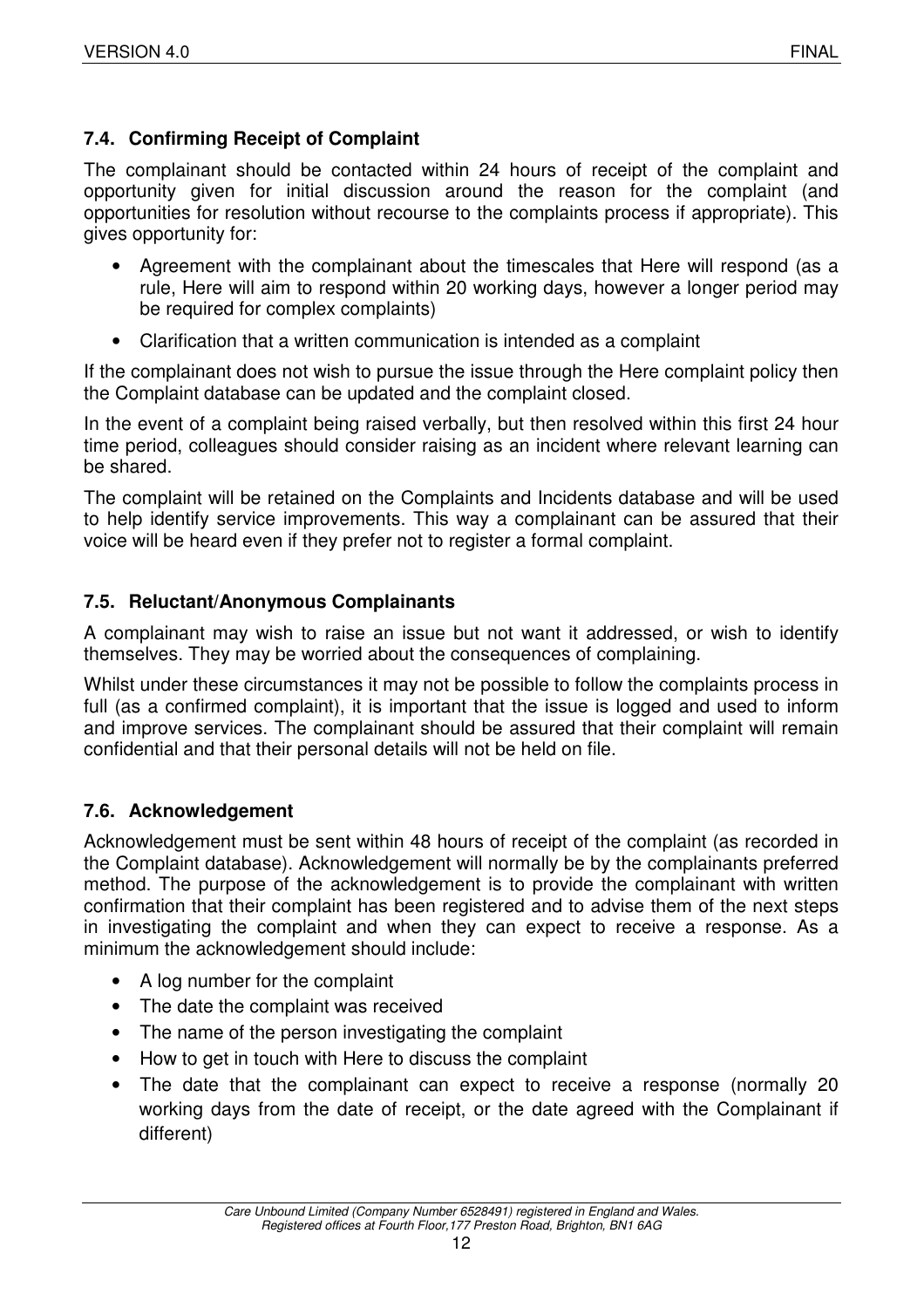### 7.4. Confirming Receipt of Complaint

The complainant should be contacted within 24 hours of receipt of the complaint and opportunity given for initial discussion around the reason for the complaint (and opportunities for resolution without recourse to the complaints process if appropriate). This gives opportunity for:

- Agreement with the complainant about the timescales that Here will respond (as a rule, Here will aim to respond within 20 working days, however a longer period may be required for complex complaints)
- Clarification that a written communication is intended as a complaint

If the complainant does not wish to pursue the issue through the Here complaint policy then the Complaint database can be updated and the complaint closed.

In the event of a complaint being raised verbally, but then resolved within this first 24 hour time period, colleagues should consider raising as an incident where relevant learning can be shared.

The complaint will be retained on the Complaints and Incidents database and will be used to help identify service improvements. This way a complainant can be assured that their voice will be heard even if they prefer not to register a formal complaint.

### 7.5. Reluctant/Anonymous Complainants

A complainant may wish to raise an issue but not want it addressed, or wish to identify themselves. They may be worried about the consequences of complaining.

Whilst under these circumstances it may not be possible to follow the complaints process in full (as a confirmed complaint), it is important that the issue is logged and used to inform and improve services. The complainant should be assured that their complaint will remain confidential and that their personal details will not be held on file.

### 7.6. Acknowledgement

Acknowledgement must be sent within 48 hours of receipt of the complaint (as recorded in the Complaint database). Acknowledgement will normally be by the complainants preferred method. The purpose of the acknowledgement is to provide the complainant with written confirmation that their complaint has been registered and to advise them of the next steps in investigating the complaint and when they can expect to receive a response. As a minimum the acknowledgement should include:

- A log number for the complaint
- The date the complaint was received
- The name of the person investigating the complaint
- How to get in touch with Here to discuss the complaint
- The date that the complainant can expect to receive a response (normally 20 working days from the date of receipt, or the date agreed with the Complainant if different)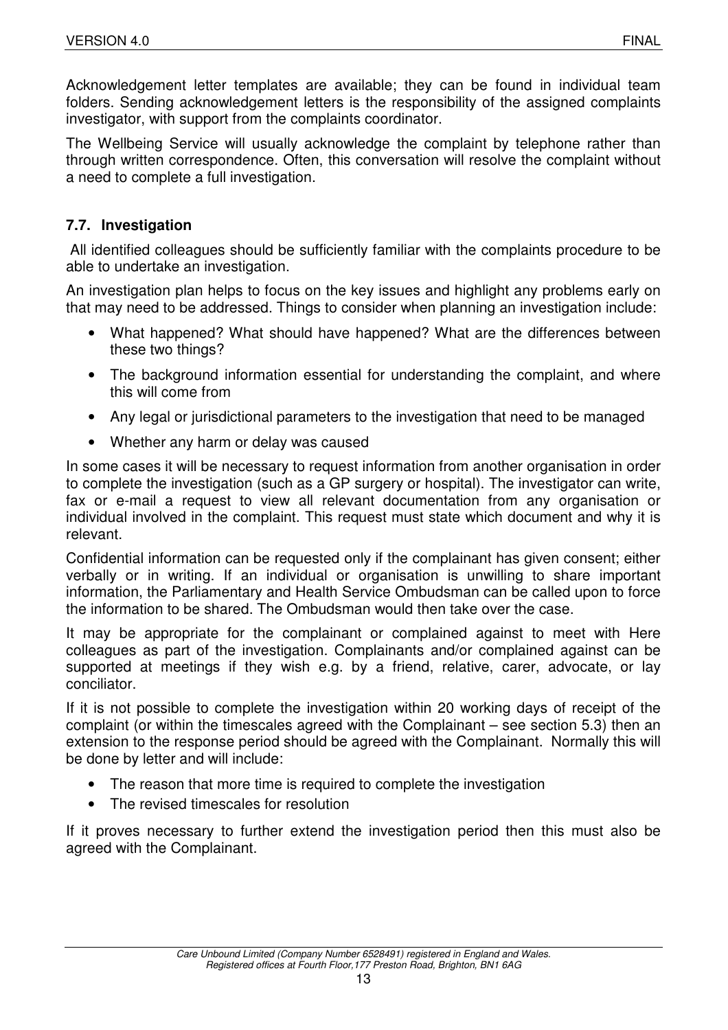Acknowledgement letter templates are available; they can be found in individual team folders. Sending acknowledgement letters is the responsibility of the assigned complaints investigator, with support from the complaints coordinator.

The Wellbeing Service will usually acknowledge the complaint by telephone rather than through written correspondence. Often, this conversation will resolve the complaint without a need to complete a full investigation.

### 7.7. Investigation

All identified colleagues should be sufficiently familiar with the complaints procedure to be able to undertake an investigation.

An investigation plan helps to focus on the key issues and highlight any problems early on that may need to be addressed. Things to consider when planning an investigation include:

- What happened? What should have happened? What are the differences between these two things?
- The background information essential for understanding the complaint, and where this will come from
- Any legal or jurisdictional parameters to the investigation that need to be managed
- Whether any harm or delay was caused

In some cases it will be necessary to request information from another organisation in order to complete the investigation (such as a GP surgery or hospital). The investigator can write, fax or e-mail a request to view all relevant documentation from any organisation or individual involved in the complaint. This request must state which document and why it is relevant.

Confidential information can be requested only if the complainant has given consent; either verbally or in writing. If an individual or organisation is unwilling to share important information, the Parliamentary and Health Service Ombudsman can be called upon to force the information to be shared. The Ombudsman would then take over the case.

It may be appropriate for the complainant or complained against to meet with Here colleagues as part of the investigation. Complainants and/or complained against can be supported at meetings if they wish e.g. by a friend, relative, carer, advocate, or lay conciliator.

If it is not possible to complete the investigation within 20 working days of receipt of the complaint (or within the timescales agreed with the Complainant – see section 5.3) then an extension to the response period should be agreed with the Complainant. Normally this will be done by letter and will include:

- The reason that more time is required to complete the investigation
- The revised timescales for resolution

If it proves necessary to further extend the investigation period then this must also be agreed with the Complainant.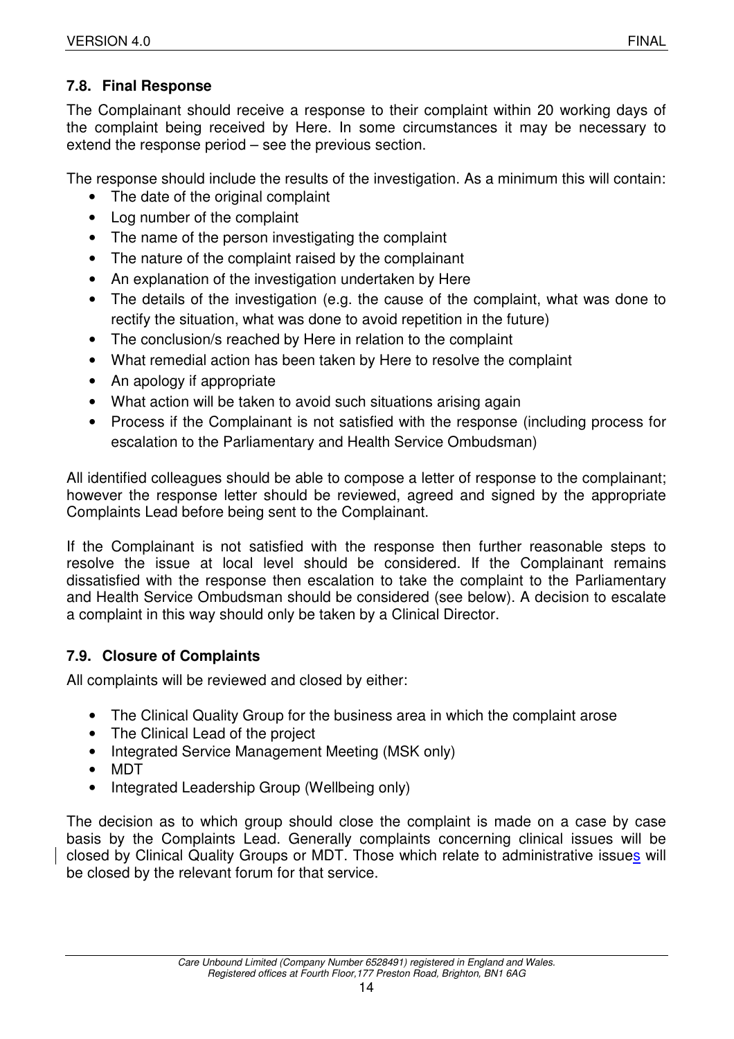### 7.8. Final Response

The Complainant should receive a response to their complaint within 20 working days of the complaint being received by Here. In some circumstances it may be necessary to extend the response period – see the previous section.

The response should include the results of the investigation. As a minimum this will contain:

- The date of the original complaint
- Log number of the complaint
- The name of the person investigating the complaint
- The nature of the complaint raised by the complainant
- An explanation of the investigation undertaken by Here
- The details of the investigation (e.g. the cause of the complaint, what was done to rectify the situation, what was done to avoid repetition in the future)
- The conclusion/s reached by Here in relation to the complaint
- What remedial action has been taken by Here to resolve the complaint
- An apology if appropriate
- What action will be taken to avoid such situations arising again
- Process if the Complainant is not satisfied with the response (including process for escalation to the Parliamentary and Health Service Ombudsman)

All identified colleagues should be able to compose a letter of response to the complainant; however the response letter should be reviewed, agreed and signed by the appropriate Complaints Lead before being sent to the Complainant.

If the Complainant is not satisfied with the response then further reasonable steps to resolve the issue at local level should be considered. If the Complainant remains dissatisfied with the response then escalation to take the complaint to the Parliamentary and Health Service Ombudsman should be considered (see below). A decision to escalate a complaint in this way should only be taken by a Clinical Director.

### 7.9. Closure of Complaints

All complaints will be reviewed and closed by either:

- The Clinical Quality Group for the business area in which the complaint arose
- The Clinical Lead of the project
- Integrated Service Management Meeting (MSK only)
- MDT
- Integrated Leadership Group (Wellbeing only)

The decision as to which group should close the complaint is made on a case by case basis by the Complaints Lead. Generally complaints concerning clinical issues will be closed by Clinical Quality Groups or MDT. Those which relate to administrative issues will be closed by the relevant forum for that service.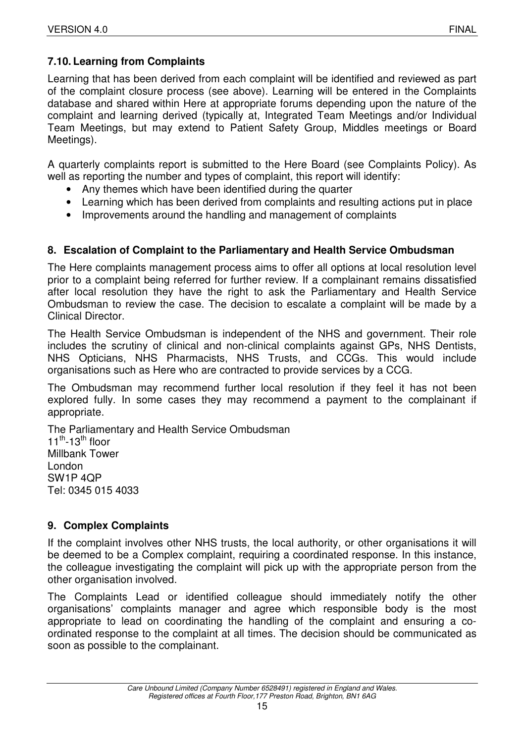### 7.10. Learning from Complaints

Learning that has been derived from each complaint will be identified and reviewed as part of the complaint closure process (see above). Learning will be entered in the Complaints database and shared within Here at appropriate forums depending upon the nature of the complaint and learning derived (typically at, Integrated Team Meetings and/or Individual Team Meetings, but may extend to Patient Safety Group, Middles meetings or Board Meetings).

A quarterly complaints report is submitted to the Here Board (see Complaints Policy). As well as reporting the number and types of complaint, this report will identify:

- Any themes which have been identified during the quarter
- Learning which has been derived from complaints and resulting actions put in place
- Improvements around the handling and management of complaints

## 8. Escalation of Complaint to the Parliamentary and Health Service Ombudsman

The Here complaints management process aims to offer all options at local resolution level prior to a complaint being referred for further review. If a complainant remains dissatisfied after local resolution they have the right to ask the Parliamentary and Health Service Ombudsman to review the case. The decision to escalate a complaint will be made by a Clinical Director.

The Health Service Ombudsman is independent of the NHS and government. Their role includes the scrutiny of clinical and non-clinical complaints against GPs, NHS Dentists, NHS Opticians, NHS Pharmacists, NHS Trusts, and CCGs. This would include organisations such as Here who are contracted to provide services by a CCG.

The Ombudsman may recommend further local resolution if they feel it has not been explored fully. In some cases they may recommend a payment to the complainant if appropriate.

The Parliamentary and Health Service Ombudsman
11th-13th floor
Millbank Tower
London
SW1P 4QP
Tel: 0345 015 4033

## 9. Complex Complaints

If the complaint involves other NHS trusts, the local authority, or other organisations it will be deemed to be a Complex complaint, requiring a coordinated response. In this instance, the colleague investigating the complaint will pick up with the appropriate person from the other organisation involved.

The Complaints Lead or identified colleague should immediately notify the other organisations' complaints manager and agree which responsible body is the most appropriate to lead on coordinating the handling of the complaint and ensuring a co-ordinated response to the complaint at all times. The decision should be communicated as soon as possible to the complainant.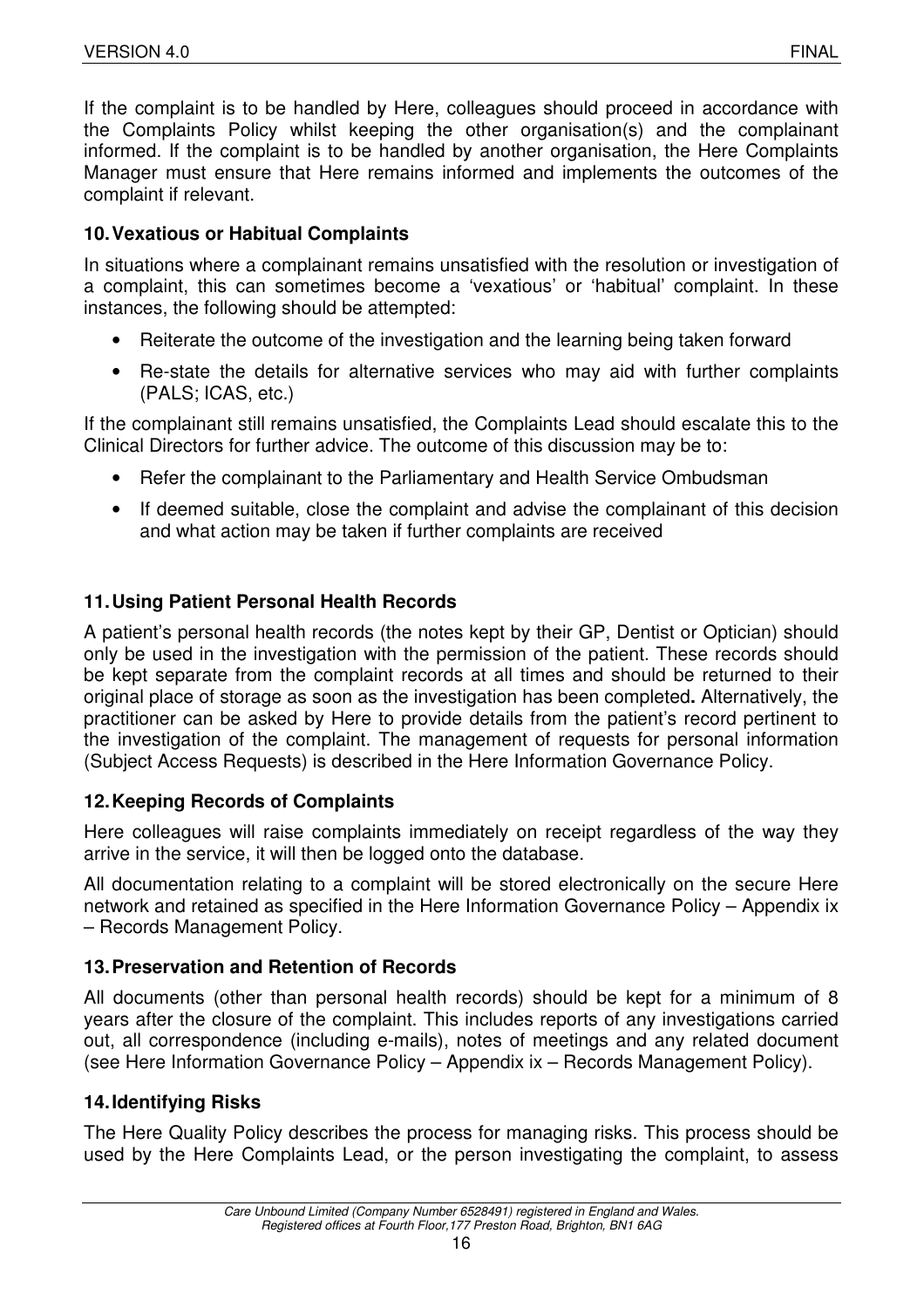If the complaint is to be handled by Here, colleagues should proceed in accordance with the Complaints Policy whilst keeping the other organisation(s) and the complainant informed. If the complaint is to be handled by another organisation, the Here Complaints Manager must ensure that Here remains informed and implements the outcomes of the complaint if relevant.

## 10. Vexatious or Habitual Complaints

In situations where a complainant remains unsatisfied with the resolution or investigation of a complaint, this can sometimes become a 'vexatious' or 'habitual' complaint. In these instances, the following should be attempted:

- Reiterate the outcome of the investigation and the learning being taken forward
- Re-state the details for alternative services who may aid with further complaints (PALS; ICAS, etc.)

If the complainant still remains unsatisfied, the Complaints Lead should escalate this to the Clinical Directors for further advice. The outcome of this discussion may be to:

- Refer the complainant to the Parliamentary and Health Service Ombudsman
- If deemed suitable, close the complaint and advise the complainant of this decision and what action may be taken if further complaints are received

## 11. Using Patient Personal Health Records

A patient's personal health records (the notes kept by their GP, Dentist or Optician) should only be used in the investigation with the permission of the patient. These records should be kept separate from the complaint records at all times and should be returned to their original place of storage as soon as the investigation has been completed**.** Alternatively, the practitioner can be asked by Here to provide details from the patient's record pertinent to the investigation of the complaint. The management of requests for personal information (Subject Access Requests) is described in the Here Information Governance Policy.

## 12. Keeping Records of Complaints

Here colleagues will raise complaints immediately on receipt regardless of the way they arrive in the service, it will then be logged onto the database.

All documentation relating to a complaint will be stored electronically on the secure Here network and retained as specified in the Here Information Governance Policy – Appendix ix – Records Management Policy.

## 13. Preservation and Retention of Records

All documents (other than personal health records) should be kept for a minimum of 8 years after the closure of the complaint. This includes reports of any investigations carried out, all correspondence (including e-mails), notes of meetings and any related document (see Here Information Governance Policy – Appendix ix – Records Management Policy).

## 14. Identifying Risks

The Here Quality Policy describes the process for managing risks. This process should be used by the Here Complaints Lead, or the person investigating the complaint, to assess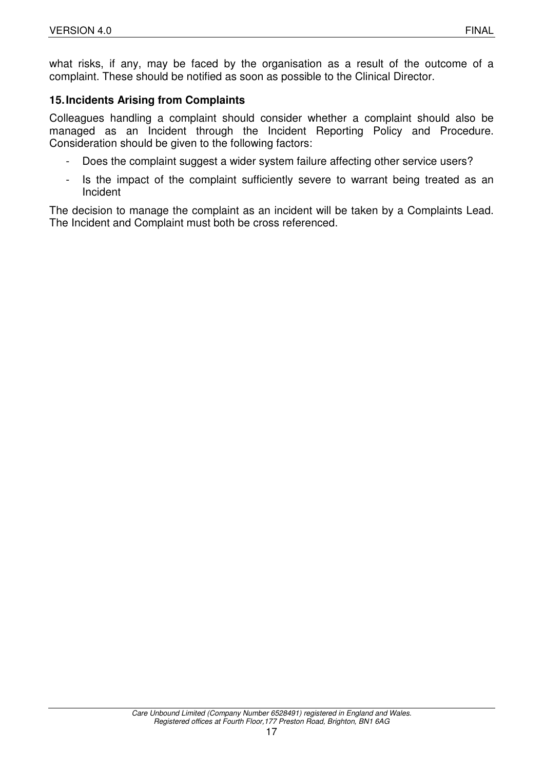what risks, if any, may be faced by the organisation as a result of the outcome of a complaint. These should be notified as soon as possible to the Clinical Director.

## 15. Incidents Arising from Complaints

Colleagues handling a complaint should consider whether a complaint should also be managed as an Incident through the Incident Reporting Policy and Procedure. Consideration should be given to the following factors:

- Does the complaint suggest a wider system failure affecting other service users?
- Is the impact of the complaint sufficiently severe to warrant being treated as an Incident

The decision to manage the complaint as an incident will be taken by a Complaints Lead. The Incident and Complaint must both be cross referenced.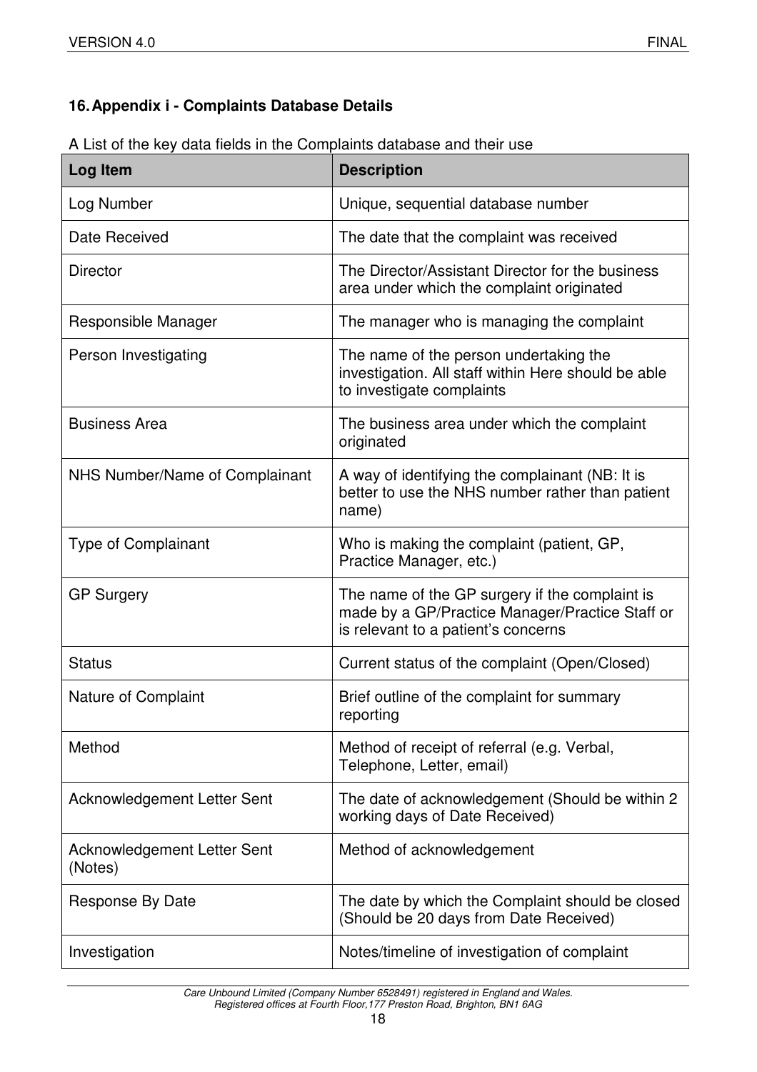## 16. Appendix i - Complaints Database Details

A List of the key data fields in the Complaints database and their use

| Log Item | Description |
|---|---|
| Log Number | Unique, sequential database number |
| Date Received | The date that the complaint was received |
| Director | The Director/Assistant Director for the business area under which the complaint originated |
| Responsible Manager | The manager who is managing the complaint |
| Person Investigating | The name of the person undertaking the investigation. All staff within Here should be able to investigate complaints |
| Business Area | The business area under which the complaint originated |
| NHS Number/Name of Complainant | A way of identifying the complainant (NB: It is better to use the NHS number rather than patient name) |
| Type of Complainant | Who is making the complaint (patient, GP, Practice Manager, etc.) |
| GP Surgery | The name of the GP surgery if the complaint is made by a GP/Practice Manager/Practice Staff or is relevant to a patient's concerns |
| Status | Current status of the complaint (Open/Closed) |
| Nature of Complaint | Brief outline of the complaint for summary reporting |
| Method | Method of receipt of referral (e.g. Verbal, Telephone, Letter, email) |
| Acknowledgement Letter Sent | The date of acknowledgement (Should be within 2 working days of Date Received) |
| Acknowledgement Letter Sent (Notes) | Method of acknowledgement |
| Response By Date | The date by which the Complaint should be closed (Should be 20 days from Date Received) |
| Investigation | Notes/timeline of investigation of complaint |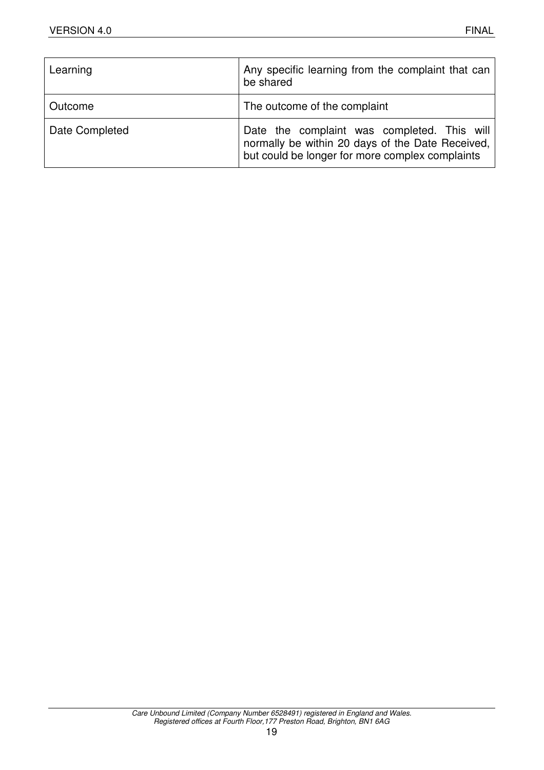| Learning | Any specific learning from the complaint that can be shared |
| --- | --- |
| Outcome | The outcome of the complaint |
| Date Completed | Date the complaint was completed. This will normally be within 20 days of the Date Received, but could be longer for more complex complaints |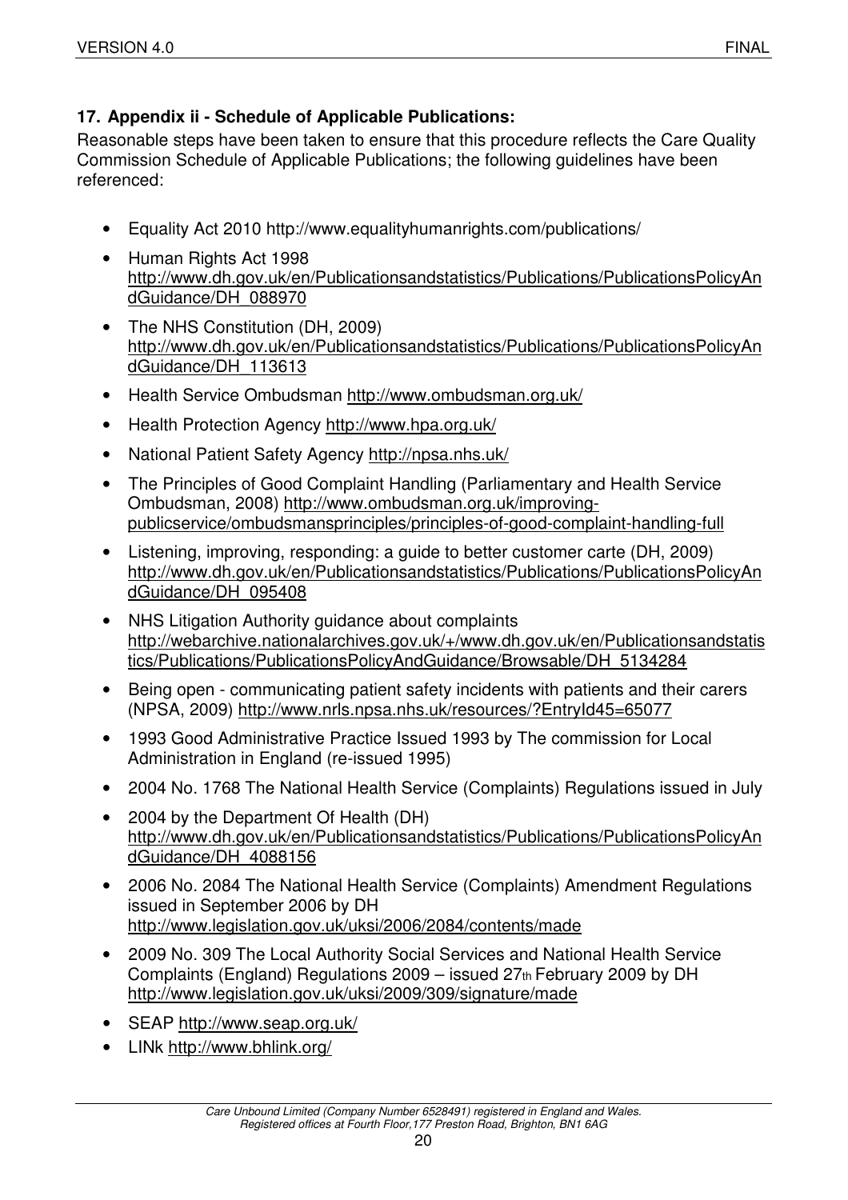## 17. Appendix ii - Schedule of Applicable Publications:

Reasonable steps have been taken to ensure that this procedure reflects the Care Quality Commission Schedule of Applicable Publications; the following guidelines have been referenced:

- Equality Act 2010 http://www.equalityhumanrights.com/publications/
- Human Rights Act 1998 http://www.dh.gov.uk/en/Publicationsandstatistics/Publications/PublicationsPolicyAndGuidance/DH_088970
- The NHS Constitution (DH, 2009) http://www.dh.gov.uk/en/Publicationsandstatistics/Publications/PublicationsPolicyAndGuidance/DH_113613
- Health Service Ombudsman http://www.ombudsman.org.uk/
- Health Protection Agency http://www.hpa.org.uk/
- National Patient Safety Agency http://npsa.nhs.uk/
- The Principles of Good Complaint Handling (Parliamentary and Health Service Ombudsman, 2008) http://www.ombudsman.org.uk/improving-publicservice/ombudsmansprinciples/principles-of-good-complaint-handling-full
- Listening, improving, responding: a guide to better customer carte (DH, 2009) http://www.dh.gov.uk/en/Publicationsandstatistics/Publications/PublicationsPolicyAndGuidance/DH_095408
- NHS Litigation Authority guidance about complaints http://webarchive.nationalarchives.gov.uk/+/www.dh.gov.uk/en/Publicationsandstatistics/Publications/PublicationsPolicyAndGuidance/Browsable/DH_5134284
- Being open - communicating patient safety incidents with patients and their carers (NPSA, 2009) http://www.nrls.npsa.nhs.uk/resources/?EntryId45=65077
- 1993 Good Administrative Practice Issued 1993 by The commission for Local Administration in England (re-issued 1995)
- 2004 No. 1768 The National Health Service (Complaints) Regulations issued in July
- 2004 by the Department Of Health (DH) http://www.dh.gov.uk/en/Publicationsandstatistics/Publications/PublicationsPolicyAndGuidance/DH_4088156
- 2006 No. 2084 The National Health Service (Complaints) Amendment Regulations issued in September 2006 by DH http://www.legislation.gov.uk/uksi/2006/2084/contents/made
- 2009 No. 309 The Local Authority Social Services and National Health Service Complaints (England) Regulations 2009 – issued 27th February 2009 by DH http://www.legislation.gov.uk/uksi/2009/309/signature/made
- SEAP http://www.seap.org.uk/
- LINk http://www.bhlink.org/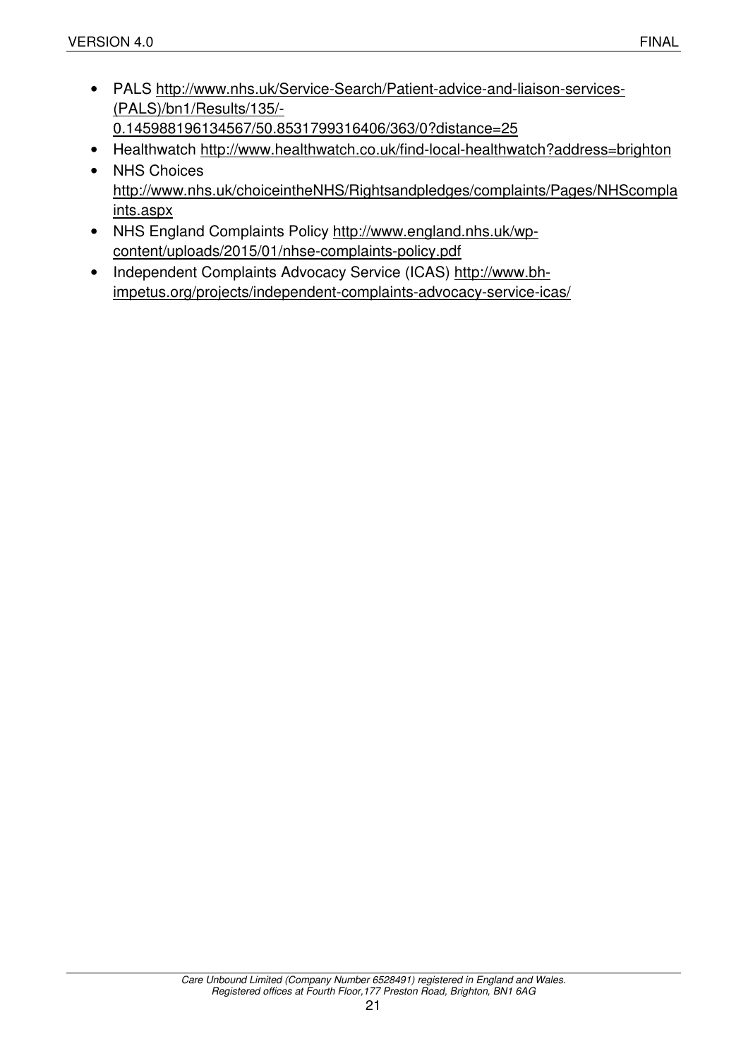- PALS http://www.nhs.uk/Service-Search/Patient-advice-and-liaison-services-(PALS)/bn1/Results/135/-0.145988196134567/50.8531799316406/363/0?distance=25
- Healthwatch http://www.healthwatch.co.uk/find-local-healthwatch?address=brighton
- NHS Choices http://www.nhs.uk/choiceintheNHS/Rightsandpledges/complaints/Pages/NHScomplaints.aspx
- NHS England Complaints Policy http://www.england.nhs.uk/wp-content/uploads/2015/01/nhse-complaints-policy.pdf
- Independent Complaints Advocacy Service (ICAS) http://www.bh-impetus.org/projects/independent-complaints-advocacy-service-icas/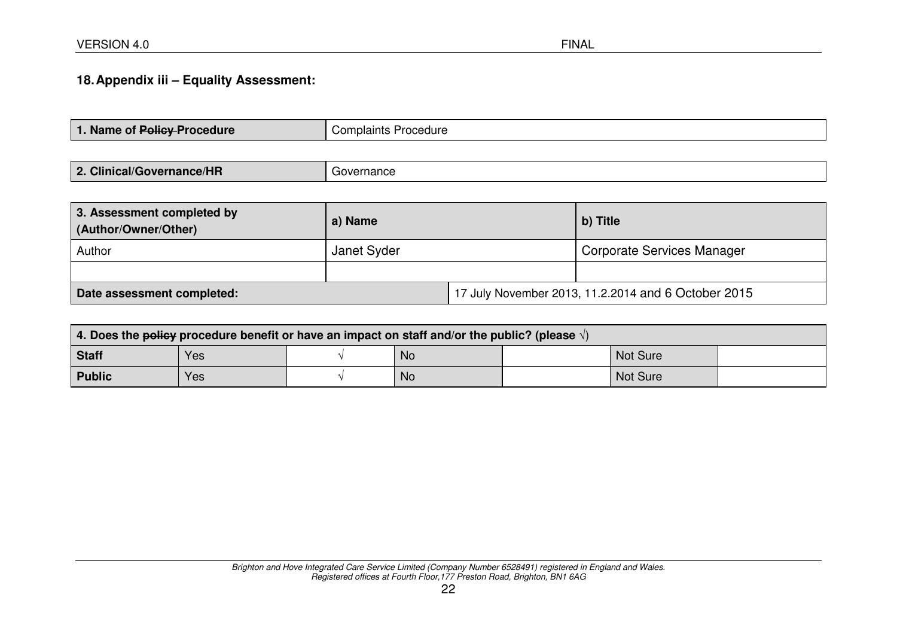## 18. Appendix iii – Equality Assessment:

| **1. Name of ~~Policy~~ Procedure** | Complaints Procedure |
|---|---|

| **2. Clinical/Governance/HR** | Governance |
|---|---|

| **3. Assessment completed by (Author/Owner/Other)** | **a) Name** | **b) Title** |
|---|---|---|
| Author | Janet Syder | Corporate Services Manager |
| | | |
| **Date assessment completed:** | 17 July November 2013, 11.2.2014 and 6 October 2015 | |

| **4. Does the ~~policy~~ procedure benefit or have an impact on staff and/or the public? (please √)** | | | | | | |
|---|---|---|---|---|---|---|
| **Staff** | Yes | √ | No | | Not Sure | |
| **Public** | Yes | √ | No | | Not Sure | |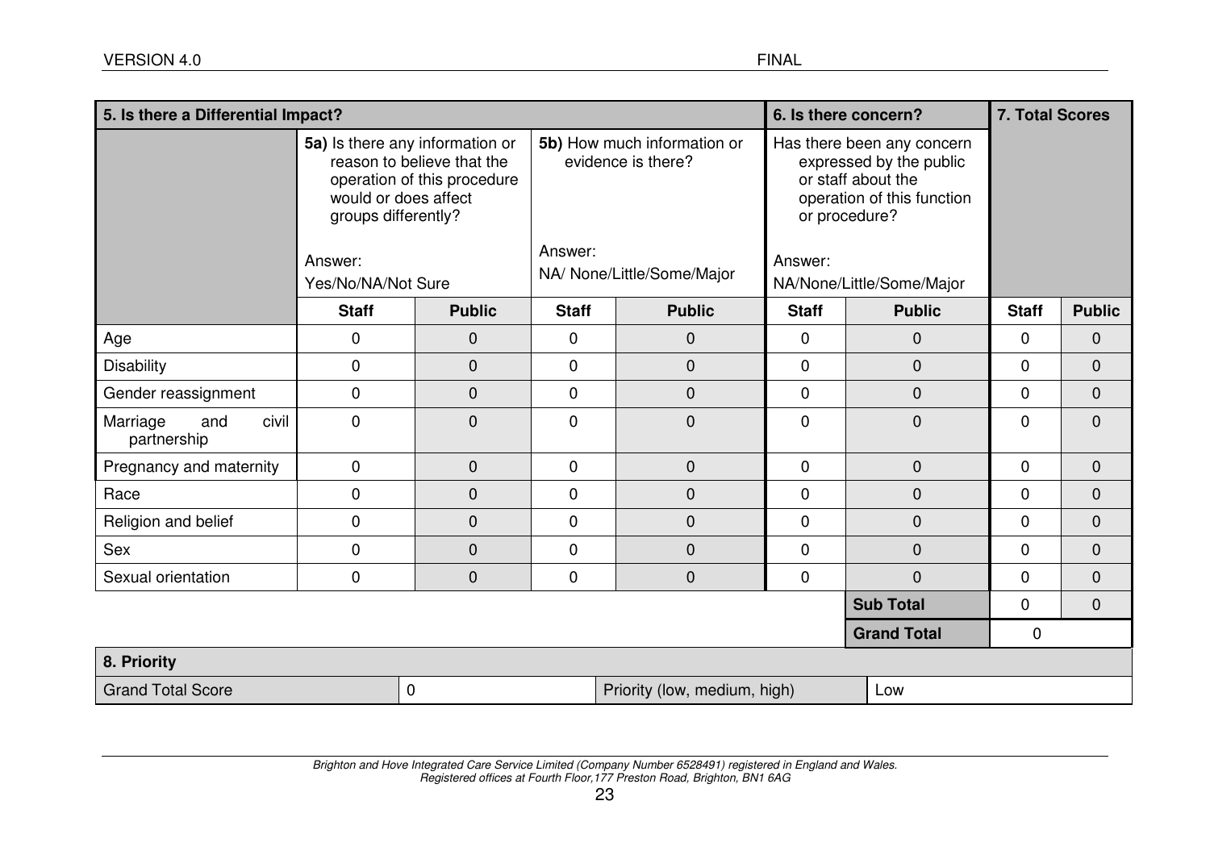| 5. Is there a Differential Impact? | | | | | 6. Is there concern? | | 7. Total Scores | |
|---|---|---|---|---|---|---|---|---|
| | **5a)** Is there any information or reason to believe that the operation of this procedure would or does affect groups differently? Answer: Yes/No/NA/Not Sure | | **5b)** How much information or evidence is there? Answer: NA/ None/Little/Some/Major | | Has there been any concern expressed by the public or staff about the operation of this function or procedure? Answer: NA/None/Little/Some/Major | | | |
| | **Staff** | **Public** | **Staff** | **Public** | **Staff** | **Public** | **Staff** | **Public** |
| Age | 0 | 0 | 0 | 0 | 0 | 0 | 0 | 0 |
| Disability | 0 | 0 | 0 | 0 | 0 | 0 | 0 | 0 |
| Gender reassignment | 0 | 0 | 0 | 0 | 0 | 0 | 0 | 0 |
| Marriage and civil partnership | 0 | 0 | 0 | 0 | 0 | 0 | 0 | 0 |
| Pregnancy and maternity | 0 | 0 | 0 | 0 | 0 | 0 | 0 | 0 |
| Race | 0 | 0 | 0 | 0 | 0 | 0 | 0 | 0 |
| Religion and belief | 0 | 0 | 0 | 0 | 0 | 0 | 0 | 0 |
| Sex | 0 | 0 | 0 | 0 | 0 | 0 | 0 | 0 |
| Sexual orientation | 0 | 0 | 0 | 0 | 0 | 0 | 0 | 0 |
| | | | | | | **Sub Total** | 0 | 0 |
| | | | | | | **Grand Total** | 0 | |

| 8. Priority | | | |
|---|---|---|---|
| Grand Total Score | 0 | Priority (low, medium, high) | Low |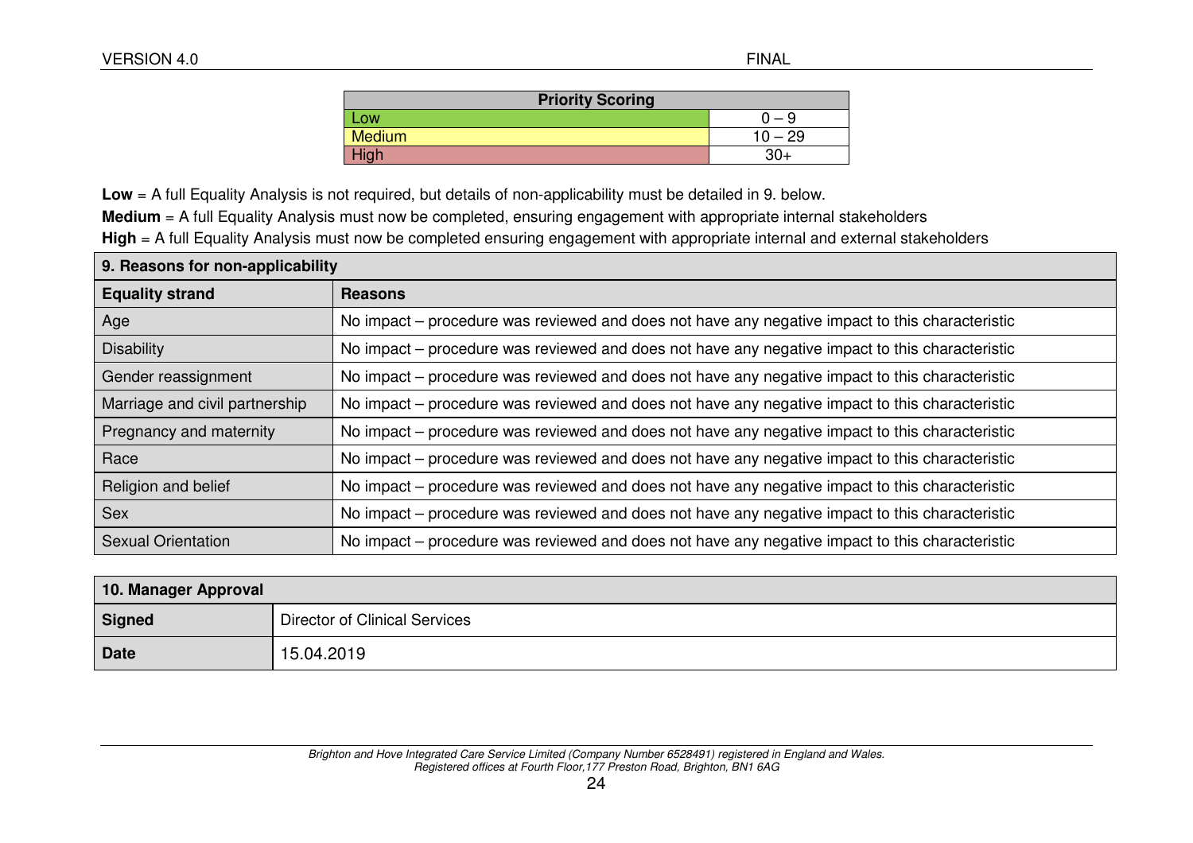| Priority Scoring | |
|---|---|
| Low | 0 – 9 |
| Medium | 10 – 29 |
| High | 30+ |

**Low** = A full Equality Analysis is not required, but details of non-applicability must be detailed in 9. below.

**Medium** = A full Equality Analysis must now be completed, ensuring engagement with appropriate internal stakeholders

**High** = A full Equality Analysis must now be completed ensuring engagement with appropriate internal and external stakeholders

| 9. Reasons for non-applicability | |
|---|---|
| **Equality strand** | **Reasons** |
| Age | No impact – procedure was reviewed and does not have any negative impact to this characteristic |
| Disability | No impact – procedure was reviewed and does not have any negative impact to this characteristic |
| Gender reassignment | No impact – procedure was reviewed and does not have any negative impact to this characteristic |
| Marriage and civil partnership | No impact – procedure was reviewed and does not have any negative impact to this characteristic |
| Pregnancy and maternity | No impact – procedure was reviewed and does not have any negative impact to this characteristic |
| Race | No impact – procedure was reviewed and does not have any negative impact to this characteristic |
| Religion and belief | No impact – procedure was reviewed and does not have any negative impact to this characteristic |
| Sex | No impact – procedure was reviewed and does not have any negative impact to this characteristic |
| Sexual Orientation | No impact – procedure was reviewed and does not have any negative impact to this characteristic |

| 10. Manager Approval | |
|---|---|
| **Signed** | Director of Clinical Services |
| **Date** | 15.04.2019 |